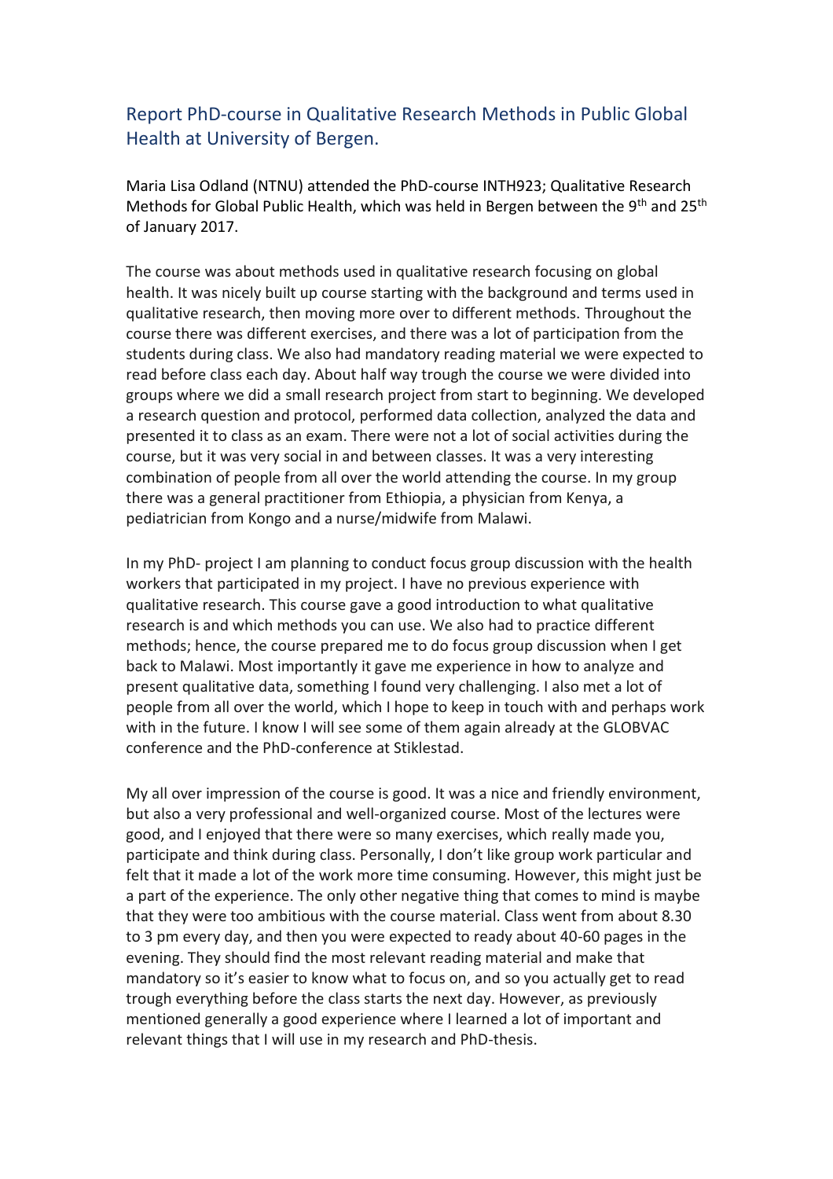## Report PhD-course in Qualitative Research Methods in Public Global Health at University of Bergen.

Maria Lisa Odland (NTNU) attended the PhD-course INTH923; Qualitative Research Methods for Global Public Health, which was held in Bergen between the 9th and 25th of January 2017.

The course was about methods used in qualitative research focusing on global health. It was nicely built up course starting with the background and terms used in qualitative research, then moving more over to different methods. Throughout the course there was different exercises, and there was a lot of participation from the students during class. We also had mandatory reading material we were expected to read before class each day. About half way trough the course we were divided into groups where we did a small research project from start to beginning. We developed a research question and protocol, performed data collection, analyzed the data and presented it to class as an exam. There were not a lot of social activities during the course, but it was very social in and between classes. It was a very interesting combination of people from all over the world attending the course. In my group there was a general practitioner from Ethiopia, a physician from Kenya, a pediatrician from Kongo and a nurse/midwife from Malawi.

In my PhD- project I am planning to conduct focus group discussion with the health workers that participated in my project. I have no previous experience with qualitative research. This course gave a good introduction to what qualitative research is and which methods you can use. We also had to practice different methods; hence, the course prepared me to do focus group discussion when I get back to Malawi. Most importantly it gave me experience in how to analyze and present qualitative data, something I found very challenging. I also met a lot of people from all over the world, which I hope to keep in touch with and perhaps work with in the future. I know I will see some of them again already at the GLOBVAC conference and the PhD-conference at Stiklestad.

My all over impression of the course is good. It was a nice and friendly environment, but also a very professional and well-organized course. Most of the lectures were good, and I enjoyed that there were so many exercises, which really made you, participate and think during class. Personally, I don't like group work particular and felt that it made a lot of the work more time consuming. However, this might just be a part of the experience. The only other negative thing that comes to mind is maybe that they were too ambitious with the course material. Class went from about 8.30 to 3 pm every day, and then you were expected to ready about 40-60 pages in the evening. They should find the most relevant reading material and make that mandatory so it's easier to know what to focus on, and so you actually get to read trough everything before the class starts the next day. However, as previously mentioned generally a good experience where I learned a lot of important and relevant things that I will use in my research and PhD-thesis.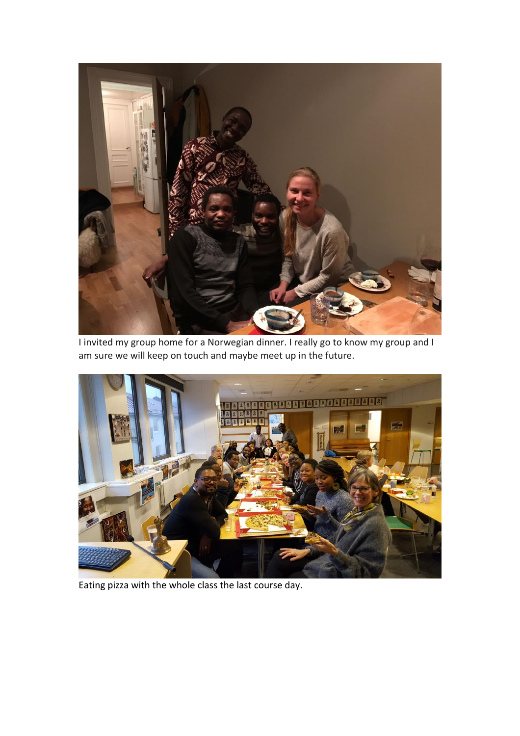I invited my group home for a Norwegian dinner. I really go to know my group and I am sure we will keep on touch and maybe meet up in the future.

Eating pizza with the whole class the last course day.